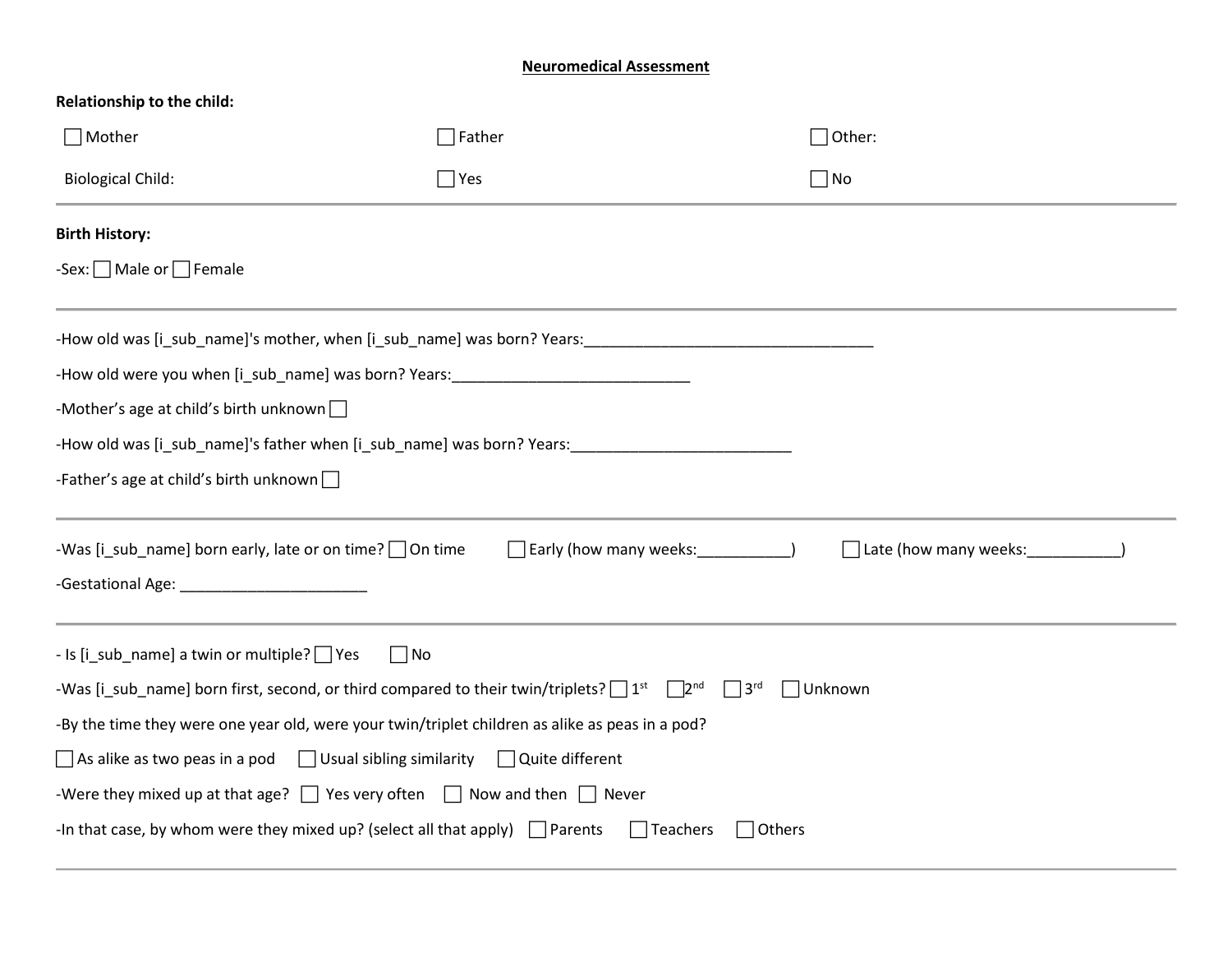# Neuromedical Assessment

**Relationship to the child:**

☐ Mother ☐ Father ☐ Other:

Biological Child: ☐ Yes ☐ No

---

**Birth History:**

-Sex: ☐ Male or ☐ Female

---

-How old was [i_sub_name]'s mother, when [i_sub_name] was born? Years:___________________________________

-How old were you when [i_sub_name] was born? Years:____________________________

-Mother's age at child's birth unknown ☐

-How old was [i_sub_name]'s father when [i_sub_name] was born? Years:__________________________

-Father's age at child's birth unknown ☐

---

-Was [i_sub_name] born early, late or on time? ☐ On time ☐ Early (how many weeks:___________) ☐ Late (how many weeks:___________)

-Gestational Age: ______________________

---

- Is [i_sub_name] a twin or multiple? ☐ Yes ☐ No

-Was [i_sub_name] born first, second, or third compared to their twin/triplets? ☐ 1st ☐ 2nd ☐ 3rd ☐ Unknown

-By the time they were one year old, were your twin/triplet children as alike as peas in a pod?

☐ As alike as two peas in a pod ☐ Usual sibling similarity ☐ Quite different

-Were they mixed up at that age? ☐ Yes very often ☐ Now and then ☐ Never

-In that case, by whom were they mixed up? (select all that apply) ☐ Parents ☐ Teachers ☐ Others

---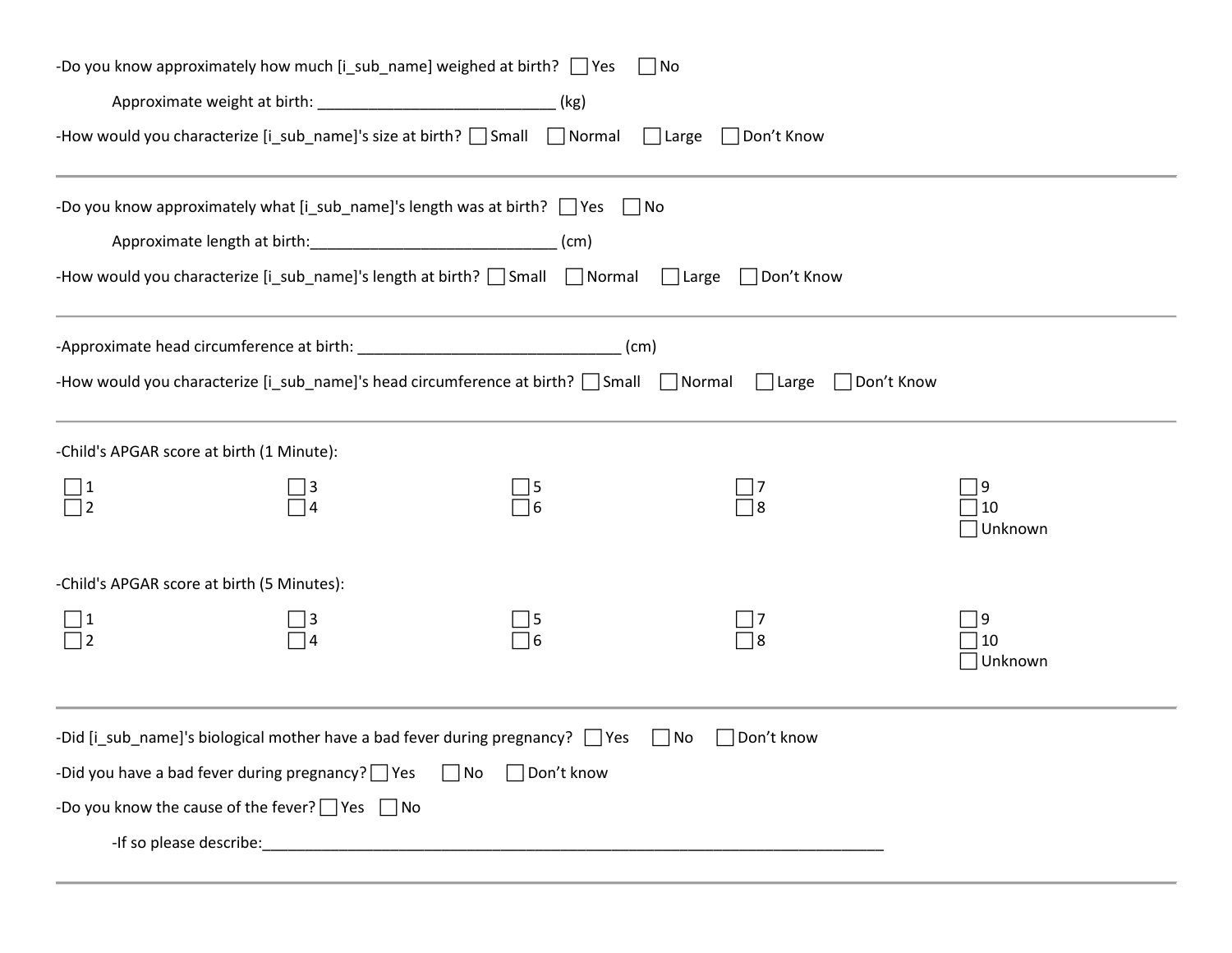-Do you know approximately how much [i_sub_name] weighed at birth? ☐ Yes ☐ No

Approximate weight at birth: ____________________________ (kg)

-How would you characterize [i_sub_name]'s size at birth? ☐ Small ☐ Normal ☐ Large ☐ Don't Know

---

-Do you know approximately what [i_sub_name]'s length was at birth? ☐ Yes ☐ No

Approximate length at birth:____________________________ (cm)

-How would you characterize [i_sub_name]'s length at birth? ☐ Small ☐ Normal ☐ Large ☐ Don't Know

---

-Approximate head circumference at birth: ______________________________ (cm)

-How would you characterize [i_sub_name]'s head circumference at birth? ☐ Small ☐ Normal ☐ Large ☐ Don't Know

---

-Child's APGAR score at birth (1 Minute):

☐ 1 ☐ 2 ☐ 3 ☐ 4 ☐ 5 ☐ 6 ☐ 7 ☐ 8 ☐ 9 ☐ 10 ☐ Unknown

-Child's APGAR score at birth (5 Minutes):

☐ 1 ☐ 2 ☐ 3 ☐ 4 ☐ 5 ☐ 6 ☐ 7 ☐ 8 ☐ 9 ☐ 10 ☐ Unknown

---

-Did [i_sub_name]'s biological mother have a bad fever during pregnancy? ☐ Yes ☐ No ☐ Don't know

-Did you have a bad fever during pregnancy? ☐ Yes ☐ No ☐ Don't know

-Do you know the cause of the fever? ☐ Yes ☐ No

-If so please describe:___________________________________________________________________________

---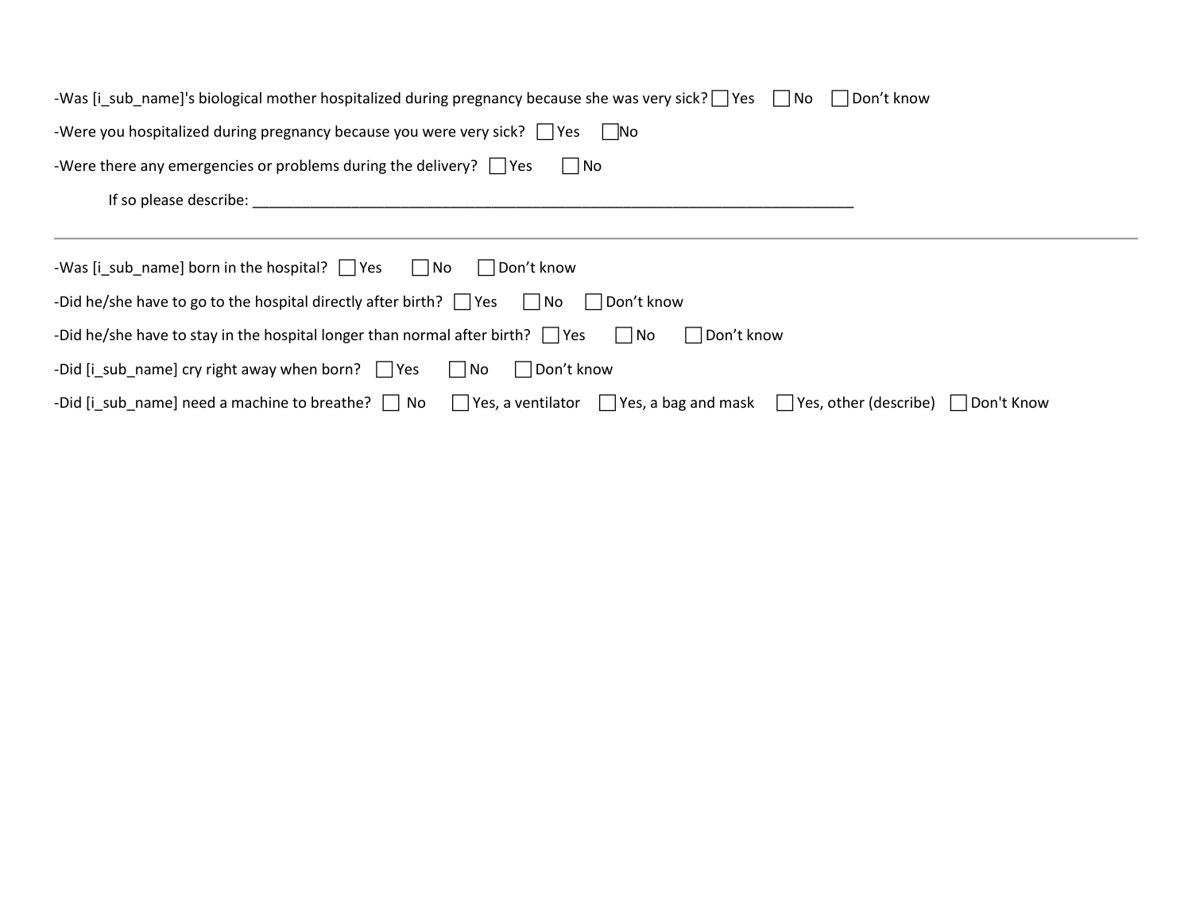-Was [i_sub_name]'s biological mother hospitalized during pregnancy because she was very sick? ☐ Yes ☐ No ☐ Don't know

-Were you hospitalized during pregnancy because you were very sick? ☐ Yes ☐ No

-Were there any emergencies or problems during the delivery? ☐ Yes ☐ No

If so please describe: ___________________________________________________________________________

---

-Was [i_sub_name] born in the hospital? ☐ Yes ☐ No ☐ Don't know

-Did he/she have to go to the hospital directly after birth? ☐ Yes ☐ No ☐ Don't know

-Did he/she have to stay in the hospital longer than normal after birth? ☐ Yes ☐ No ☐ Don't know

-Did [i_sub_name] cry right away when born? ☐ Yes ☐ No ☐ Don't know

-Did [i_sub_name] need a machine to breathe? ☐ No ☐ Yes, a ventilator ☐ Yes, a bag and mask ☐ Yes, other (describe) ☐ Don't Know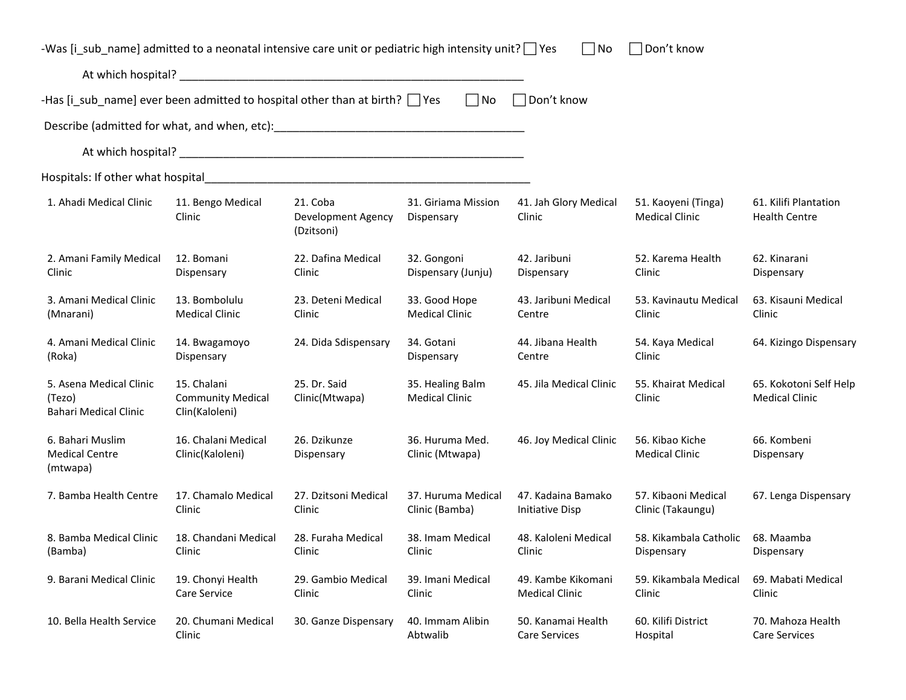-Was [i_sub_name] admitted to a neonatal intensive care unit or pediatric high intensity unit? ☐ Yes ☐ No ☐ Don't know

At which hospital? ______________________________________________________

-Has [i_sub_name] ever been admitted to hospital other than at birth? ☐ Yes ☐ No ☐ Don't know

Describe (admitted for what, and when, etc):________________________________________

At which hospital? ______________________________________________________

Hospitals: If other what hospital____________________________________________________

| | | | | | | |
|---|---|---|---|---|---|---|
| 1. Ahadi Medical Clinic | 11. Bengo Medical Clinic | 21. Coba Development Agency (Dzitsoni) | 31. Giriama Mission Dispensary | 41. Jah Glory Medical Clinic | 51. Kaoyeni (Tinga) Medical Clinic | 61. Kilifi Plantation Health Centre |
| 2. Amani Family Medical Clinic | 12. Bomani Dispensary | 22. Dafina Medical Clinic | 32. Gongoni Dispensary (Junju) | 42. Jaribuni Dispensary | 52. Karema Health Clinic | 62. Kinarani Dispensary |
| 3. Amani Medical Clinic (Mnarani) | 13. Bombolulu Medical Clinic | 23. Deteni Medical Clinic | 33. Good Hope Medical Clinic | 43. Jaribuni Medical Centre | 53. Kavinautu Medical Clinic | 63. Kisauni Medical Clinic |
| 4. Amani Medical Clinic (Roka) | 14. Bwagamoyo Dispensary | 24. Dida Sdispensary | 34. Gotani Dispensary | 44. Jibana Health Centre | 54. Kaya Medical Clinic | 64. Kizingo Dispensary |
| 5. Asena Medical Clinic (Tezo) Bahari Medical Clinic | 15. Chalani Community Medical Clin(Kaloleni) | 25. Dr. Said Clinic(Mtwapa) | 35. Healing Balm Medical Clinic | 45. Jila Medical Clinic | 55. Khairat Medical Clinic | 65. Kokotoni Self Help Medical Clinic |
| 6. Bahari Muslim Medical Centre (mtwapa) | 16. Chalani Medical Clinic(Kaloleni) | 26. Dzikunze Dispensary | 36. Huruma Med. Clinic (Mtwapa) | 46. Joy Medical Clinic | 56. Kibao Kiche Medical Clinic | 66. Kombeni Dispensary |
| 7. Bamba Health Centre | 17. Chamalo Medical Clinic | 27. Dzitsoni Medical Clinic | 37. Huruma Medical Clinic (Bamba) | 47. Kadaina Bamako Initiative Disp | 57. Kibaoni Medical Clinic (Takaungu) | 67. Lenga Dispensary |
| 8. Bamba Medical Clinic (Bamba) | 18. Chandani Medical Clinic | 28. Furaha Medical Clinic | 38. Imam Medical Clinic | 48. Kaloleni Medical Clinic | 58. Kikambala Catholic Dispensary | 68. Maamba Dispensary |
| 9. Barani Medical Clinic | 19. Chonyi Health Care Service | 29. Gambio Medical Clinic | 39. Imani Medical Clinic | 49. Kambe Kikomani Medical Clinic | 59. Kikambala Medical Clinic | 69. Mabati Medical Clinic |
| 10. Bella Health Service | 20. Chumani Medical Clinic | 30. Ganze Dispensary | 40. Immam Alibin Abtwalib | 50. Kanamai Health Care Services | 60. Kilifi District Hospital | 70. Mahoza Health Care Services |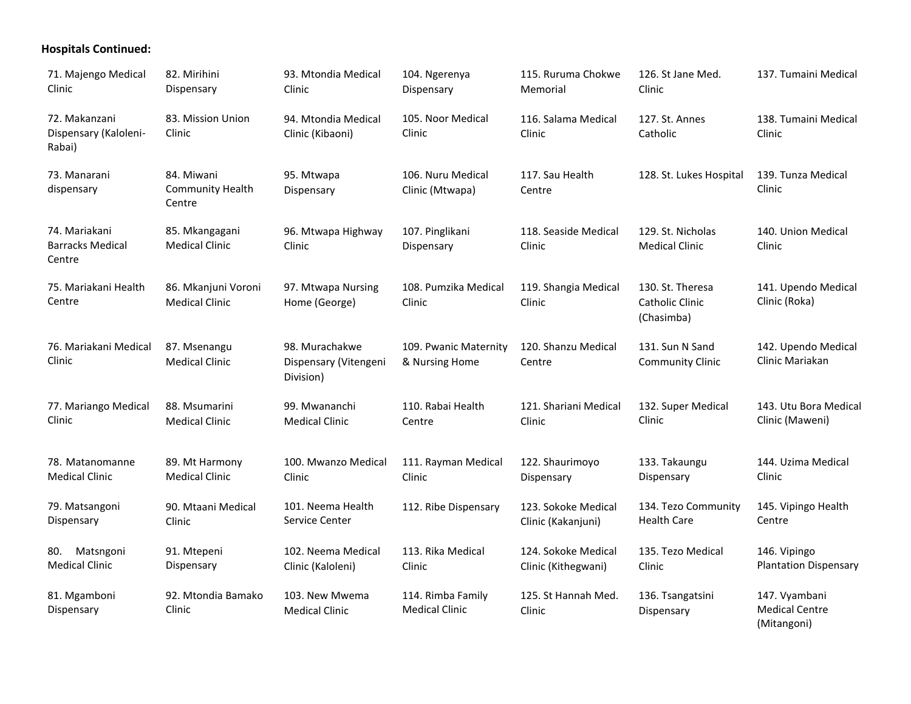**Hospitals Continued:**

71. Majengo Medical Clinic
72. Makanzani Dispensary (Kaloleni-Rabai)
73. Manarani dispensary
74. Mariakani Barracks Medical Centre
75. Mariakani Health Centre
76. Mariakani Medical Clinic
77. Mariango Medical Clinic
78. Matanomanne Medical Clinic
79. Matsangoni Dispensary
80. Matsngoni Medical Clinic
81. Mgamboni Dispensary
82. Mirihini Dispensary
83. Mission Union Clinic
84. Miwani Community Health Centre
85. Mkangagani Medical Clinic
86. Mkanjuni Voroni Medical Clinic
87. Msenangu Medical Clinic
88. Msumarini Medical Clinic
89. Mt Harmony Medical Clinic
90. Mtaani Medical Clinic
91. Mtepeni Dispensary
92. Mtondia Bamako Clinic
93. Mtondia Medical Clinic
94. Mtondia Medical Clinic (Kibaoni)
95. Mtwapa Dispensary
96. Mtwapa Highway Clinic
97. Mtwapa Nursing Home (George)
98. Murachakwe Dispensary (Vitengeni Division)
99. Mwananchi Medical Clinic
100. Mwanzo Medical Clinic
101. Neema Health Service Center
102. Neema Medical Clinic (Kaloleni)
103. New Mwema Medical Clinic
104. Ngerenya Dispensary
105. Noor Medical Clinic
106. Nuru Medical Clinic (Mtwapa)
107. Pinglikani Dispensary
108. Pumzika Medical Clinic
109. Pwanic Maternity & Nursing Home
110. Rabai Health Centre
111. Rayman Medical Clinic
112. Ribe Dispensary
113. Rika Medical Clinic
114. Rimba Family Medical Clinic
115. Ruruma Chokwe Memorial
116. Salama Medical Clinic
117. Sau Health Centre
118. Seaside Medical Clinic
119. Shangia Medical Clinic
120. Shanzu Medical Centre
121. Shariani Medical Clinic
122. Shaurimoyo Dispensary
123. Sokoke Medical Clinic (Kakanjuni)
124. Sokoke Medical Clinic (Kithegwani)
125. St Hannah Med. Clinic
126. St Jane Med. Clinic
127. St. Annes Catholic
128. St. Lukes Hospital
129. St. Nicholas Medical Clinic
130. St. Theresa Catholic Clinic (Chasimba)
131. Sun N Sand Community Clinic
132. Super Medical Clinic
133. Takaungu Dispensary
134. Tezo Community Health Care
135. Tezo Medical Clinic
136. Tsangatsini Dispensary
137. Tumaini Medical
138. Tumaini Medical Clinic
139. Tunza Medical Clinic
140. Union Medical Clinic
141. Upendo Medical Clinic (Roka)
142. Upendo Medical Clinic Mariakan
143. Utu Bora Medical Clinic (Maweni)
144. Uzima Medical Clinic
145. Vipingo Health Centre
146. Vipingo Plantation Dispensary
147. Vyambani Medical Centre (Mitangoni)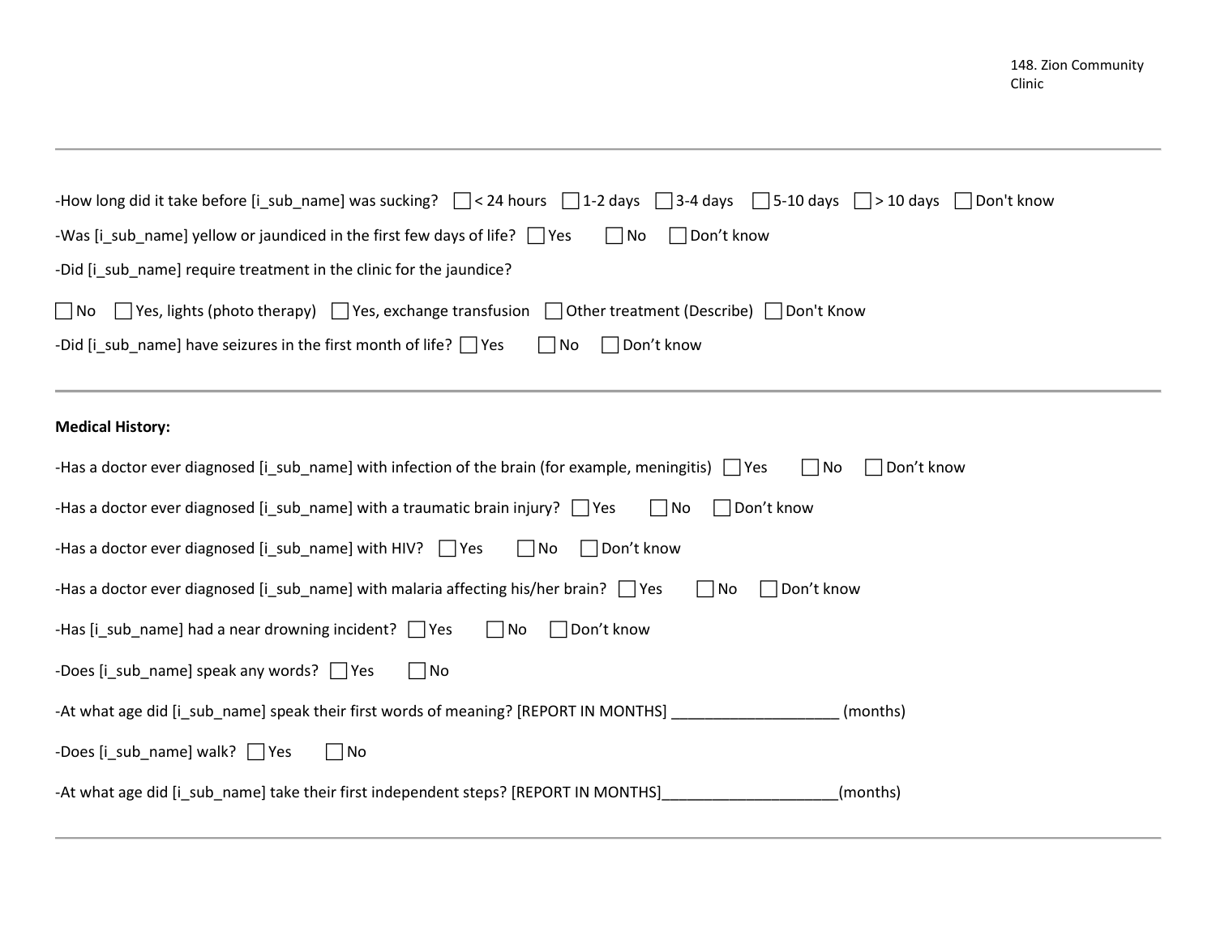-How long did it take before [i_sub_name] was sucking? ☐ < 24 hours ☐ 1-2 days ☐ 3-4 days ☐ 5-10 days ☐ > 10 days ☐ Don't know

-Was [i_sub_name] yellow or jaundiced in the first few days of life? ☐ Yes ☐ No ☐ Don't know

-Did [i_sub_name] require treatment in the clinic for the jaundice?

☐ No ☐ Yes, lights (photo therapy) ☐ Yes, exchange transfusion ☐ Other treatment (Describe) ☐ Don't Know

-Did [i_sub_name] have seizures in the first month of life? ☐ Yes ☐ No ☐ Don't know

---

**Medical History:**

-Has a doctor ever diagnosed [i_sub_name] with infection of the brain (for example, meningitis) ☐ Yes ☐ No ☐ Don't know

-Has a doctor ever diagnosed [i_sub_name] with a traumatic brain injury? ☐ Yes ☐ No ☐ Don't know

-Has a doctor ever diagnosed [i_sub_name] with HIV? ☐ Yes ☐ No ☐ Don't know

-Has a doctor ever diagnosed [i_sub_name] with malaria affecting his/her brain? ☐ Yes ☐ No ☐ Don't know

-Has [i_sub_name] had a near drowning incident? ☐ Yes ☐ No ☐ Don't know

-Does [i_sub_name] speak any words? ☐ Yes ☐ No

-At what age did [i_sub_name] speak their first words of meaning? [REPORT IN MONTHS] ____________________ (months)

-Does [i_sub_name] walk? ☐ Yes ☐ No

-At what age did [i_sub_name] take their first independent steps? [REPORT IN MONTHS]____________________(months)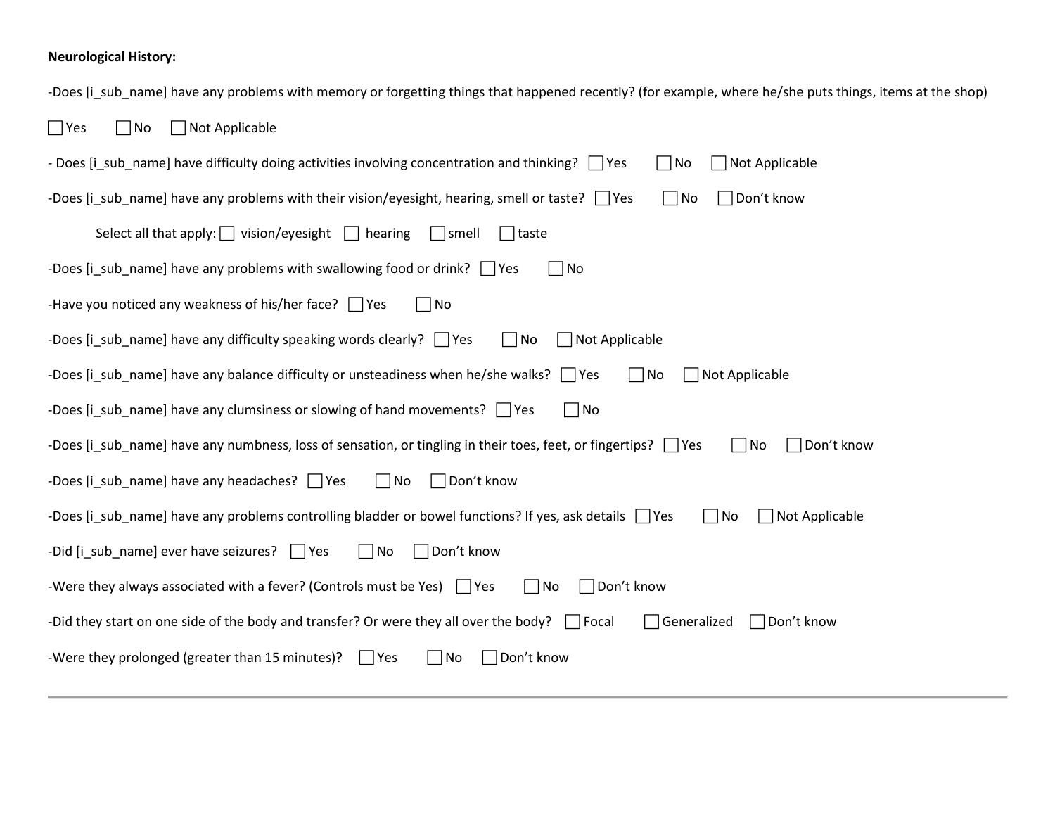**Neurological History:**

-Does [i_sub_name] have any problems with memory or forgetting things that happened recently? (for example, where he/she puts things, items at the shop)

☐ Yes ☐ No ☐ Not Applicable

- Does [i_sub_name] have difficulty doing activities involving concentration and thinking? ☐ Yes ☐ No ☐ Not Applicable

-Does [i_sub_name] have any problems with their vision/eyesight, hearing, smell or taste? ☐ Yes ☐ No ☐ Don't know

Select all that apply: ☐ vision/eyesight ☐ hearing ☐ smell ☐ taste

-Does [i_sub_name] have any problems with swallowing food or drink? ☐ Yes ☐ No

-Have you noticed any weakness of his/her face? ☐ Yes ☐ No

-Does [i_sub_name] have any difficulty speaking words clearly? ☐ Yes ☐ No ☐ Not Applicable

-Does [i_sub_name] have any balance difficulty or unsteadiness when he/she walks? ☐ Yes ☐ No ☐ Not Applicable

-Does [i_sub_name] have any clumsiness or slowing of hand movements? ☐ Yes ☐ No

-Does [i_sub_name] have any numbness, loss of sensation, or tingling in their toes, feet, or fingertips? ☐ Yes ☐ No ☐ Don't know

-Does [i_sub_name] have any headaches? ☐ Yes ☐ No ☐ Don't know

-Does [i_sub_name] have any problems controlling bladder or bowel functions? If yes, ask details ☐ Yes ☐ No ☐ Not Applicable

-Did [i_sub_name] ever have seizures? ☐ Yes ☐ No ☐ Don't know

-Were they always associated with a fever? (Controls must be Yes) ☐ Yes ☐ No ☐ Don't know

-Did they start on one side of the body and transfer? Or were they all over the body? ☐ Focal ☐ Generalized ☐ Don't know

-Were they prolonged (greater than 15 minutes)? ☐ Yes ☐ No ☐ Don't know

---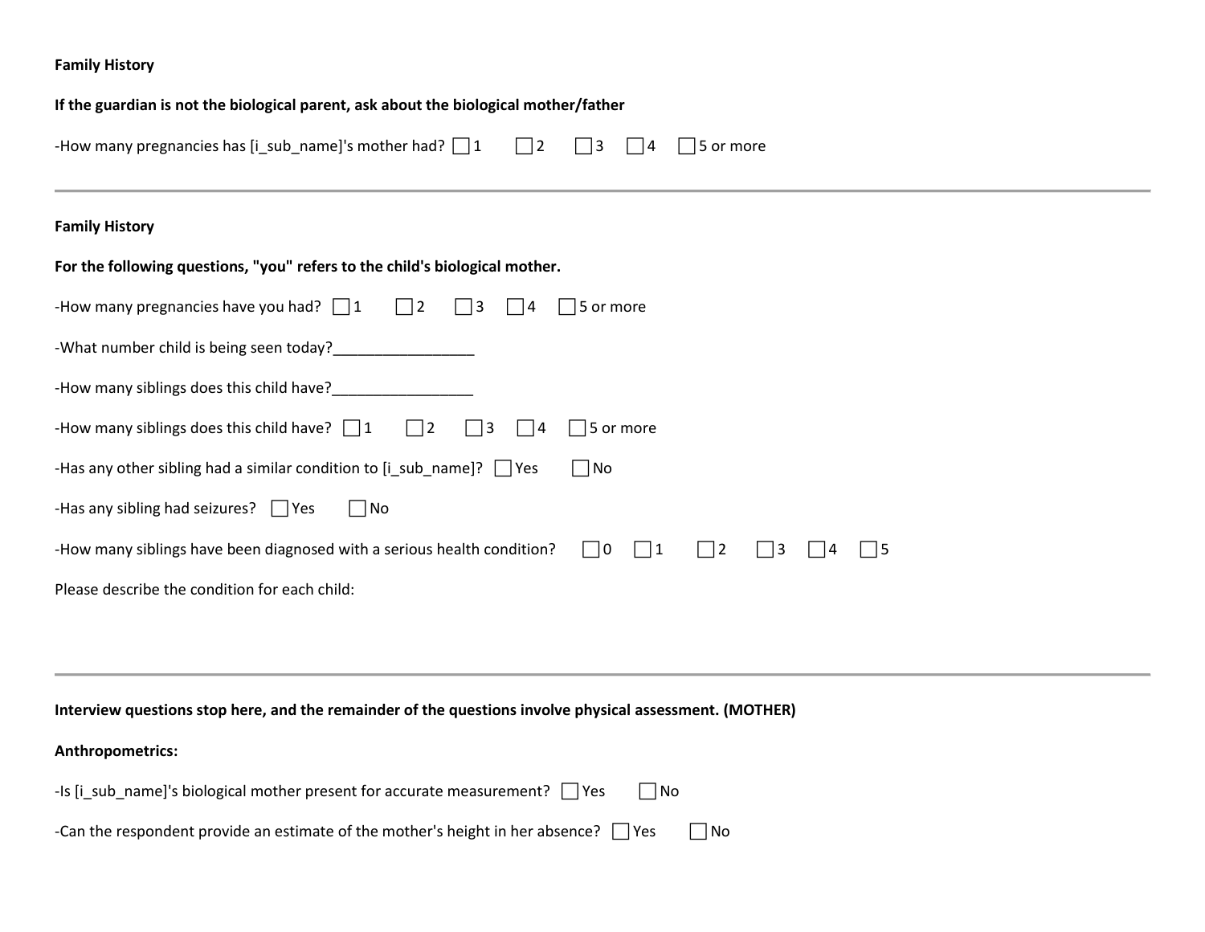**Family History**

**If the guardian is not the biological parent, ask about the biological mother/father**

-How many pregnancies has [i_sub_name]'s mother had? ☐ 1 ☐ 2 ☐ 3 ☐ 4 ☐ 5 or more

---

**Family History**

**For the following questions, "you" refers to the child's biological mother.**

-How many pregnancies have you had? ☐ 1 ☐ 2 ☐ 3 ☐ 4 ☐ 5 or more

-What number child is being seen today?_________________

-How many siblings does this child have?_________________

-How many siblings does this child have? ☐ 1 ☐ 2 ☐ 3 ☐ 4 ☐ 5 or more

-Has any other sibling had a similar condition to [i_sub_name]? ☐ Yes ☐ No

-Has any sibling had seizures? ☐ Yes ☐ No

-How many siblings have been diagnosed with a serious health condition? ☐ 0 ☐ 1 ☐ 2 ☐ 3 ☐ 4 ☐ 5

Please describe the condition for each child:

---

**Interview questions stop here, and the remainder of the questions involve physical assessment. (MOTHER)**

**Anthropometrics:**

-Is [i_sub_name]'s biological mother present for accurate measurement? ☐ Yes ☐ No

-Can the respondent provide an estimate of the mother's height in her absence? ☐ Yes ☐ No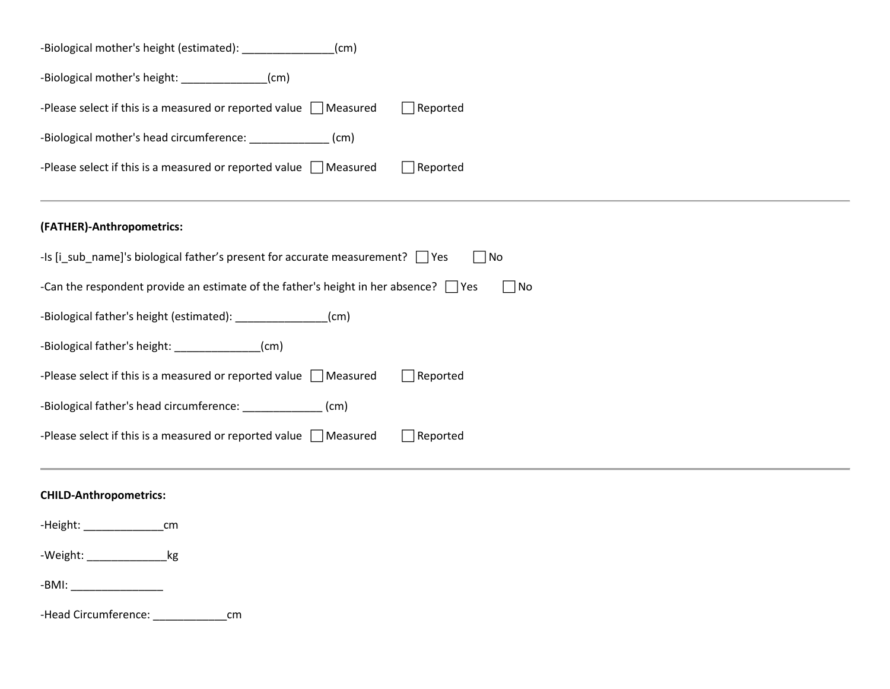-Biological mother's height (estimated): _______________(cm)

-Biological mother's height: ______________(cm)

-Please select if this is a measured or reported value ☐ Measured ☐ Reported

-Biological mother's head circumference: _____________ (cm)

-Please select if this is a measured or reported value ☐ Measured ☐ Reported

---

**(FATHER)-Anthropometrics:**

-Is [i_sub_name]'s biological father's present for accurate measurement? ☐ Yes ☐ No

-Can the respondent provide an estimate of the father's height in her absence? ☐ Yes ☐ No

-Biological father's height (estimated): _______________(cm)

-Biological father's height: ______________(cm)

-Please select if this is a measured or reported value ☐ Measured ☐ Reported

-Biological father's head circumference: _____________ (cm)

-Please select if this is a measured or reported value ☐ Measured ☐ Reported

---

**CHILD-Anthropometrics:**

-Height: _____________cm

-Weight: _____________kg

-BMI: _______________

-Head Circumference: ____________cm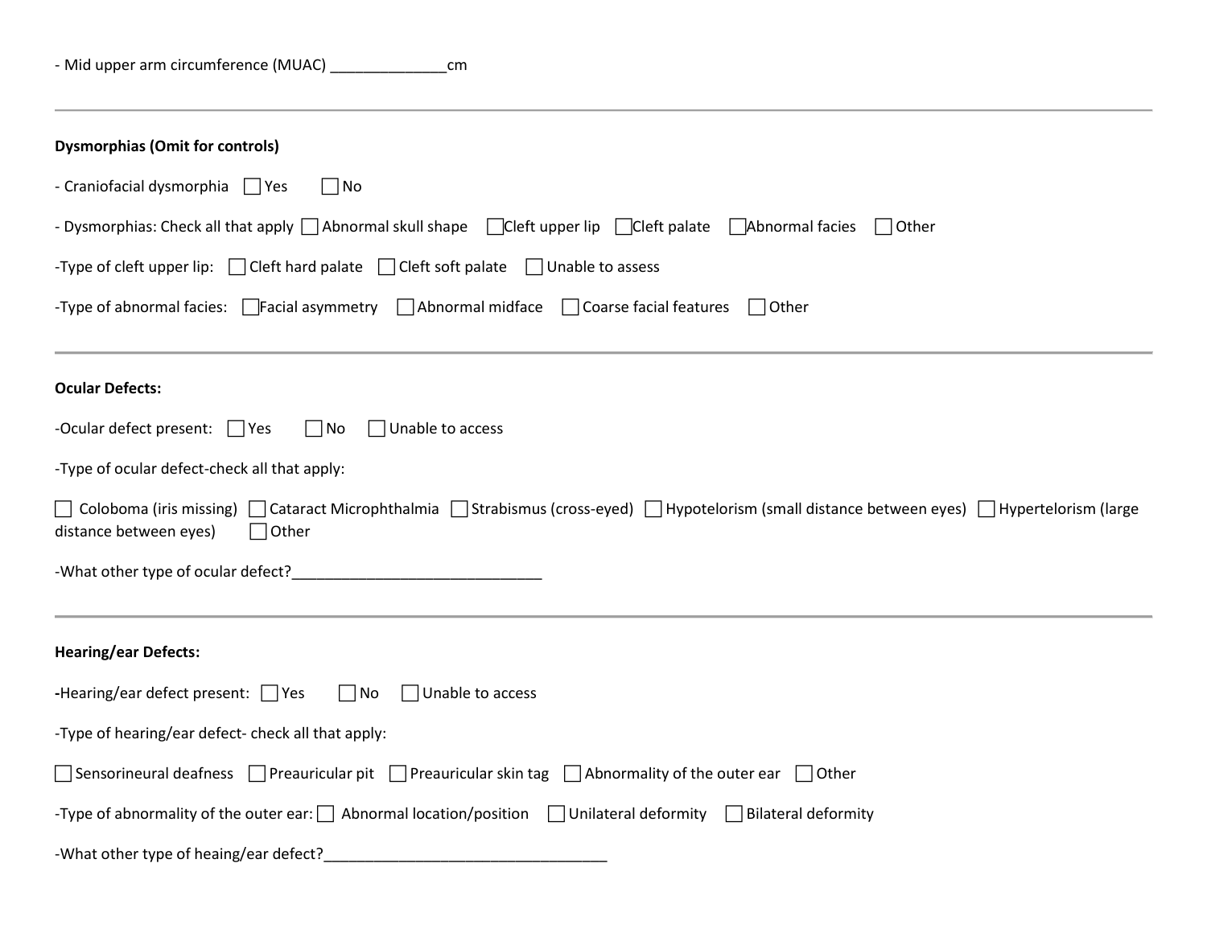- Mid upper arm circumference (MUAC) ______________cm

---

**Dysmorphias (Omit for controls)**

- Craniofacial dysmorphia ☐ Yes ☐ No

- Dysmorphias: Check all that apply ☐ Abnormal skull shape ☐ Cleft upper lip ☐ Cleft palate ☐ Abnormal facies ☐ Other

-Type of cleft upper lip: ☐ Cleft hard palate ☐ Cleft soft palate ☐ Unable to assess

-Type of abnormal facies: ☐ Facial asymmetry ☐ Abnormal midface ☐ Coarse facial features ☐ Other

---

**Ocular Defects:**

-Ocular defect present: ☐ Yes ☐ No ☐ Unable to access

-Type of ocular defect-check all that apply:

☐ Coloboma (iris missing) ☐ Cataract Microphthalmia ☐ Strabismus (cross-eyed) ☐ Hypotelorism (small distance between eyes) ☐ Hypertelorism (large distance between eyes) ☐ Other

-What other type of ocular defect?______________________________

---

**Hearing/ear Defects:**

-Hearing/ear defect present: ☐ Yes ☐ No ☐ Unable to access

-Type of hearing/ear defect- check all that apply:

☐ Sensorineural deafness ☐ Preauricular pit ☐ Preauricular skin tag ☐ Abnormality of the outer ear ☐ Other

-Type of abnormality of the outer ear: ☐ Abnormal location/position ☐ Unilateral deformity ☐ Bilateral deformity

-What other type of heaing/ear defect?__________________________________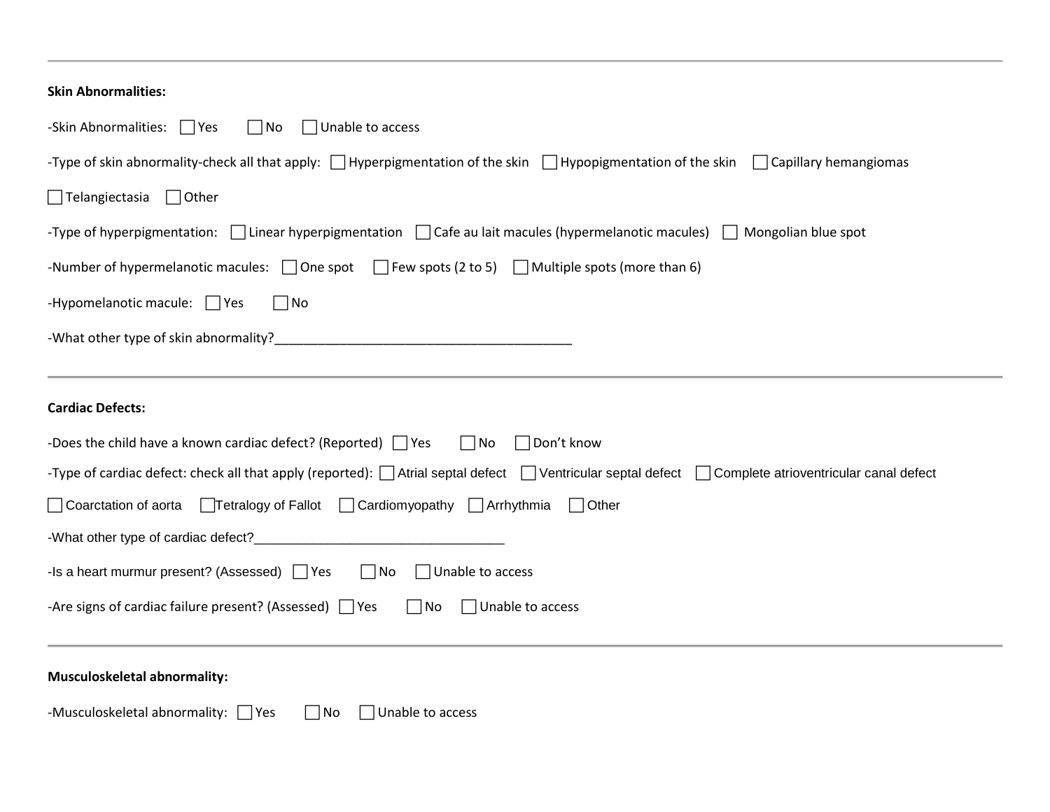---

**Skin Abnormalities:**

-Skin Abnormalities: ☐ Yes ☐ No ☐ Unable to access

-Type of skin abnormality-check all that apply: ☐ Hyperpigmentation of the skin ☐ Hypopigmentation of the skin ☐ Capillary hemangiomas ☐ Telangiectasia ☐ Other

-Type of hyperpigmentation: ☐ Linear hyperpigmentation ☐ Cafe au lait macules (hypermelanotic macules) ☐ Mongolian blue spot

-Number of hypermelanotic macules: ☐ One spot ☐ Few spots (2 to 5) ☐ Multiple spots (more than 6)

-Hypomelanotic macule: ☐ Yes ☐ No

-What other type of skin abnormality?________________________________________

---

**Cardiac Defects:**

-Does the child have a known cardiac defect? (Reported) ☐ Yes ☐ No ☐ Don't know

-Type of cardiac defect: check all that apply (reported): ☐ Atrial septal defect ☐ Ventricular septal defect ☐ Complete atrioventricular canal defect ☐ Coarctation of aorta ☐ Tetralogy of Fallot ☐ Cardiomyopathy ☐ Arrhythmia ☐ Other

-What other type of cardiac defect?_________________________________

-Is a heart murmur present? (Assessed) ☐ Yes ☐ No ☐ Unable to access

-Are signs of cardiac failure present? (Assessed) ☐ Yes ☐ No ☐ Unable to access

---

**Musculoskeletal abnormality:**

-Musculoskeletal abnormality: ☐ Yes ☐ No ☐ Unable to access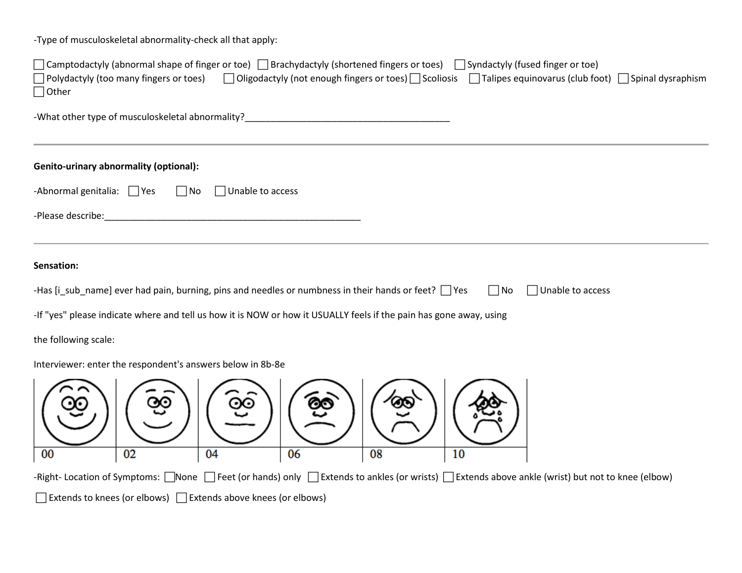-Type of musculoskeletal abnormality-check all that apply:

☐ Camptodactyly (abnormal shape of finger or toe) ☐ Brachydactyly (shortened fingers or toes) ☐ Syndactyly (fused finger or toe)
☐ Polydactyly (too many fingers or toes) ☐ Oligodactyly (not enough fingers or toes) ☐ Scoliosis ☐ Talipes equinovarus (club foot) ☐ Spinal dysraphism
☐ Other

-What other type of musculoskeletal abnormality?________________________________________

---

**Genito-urinary abnormality (optional):**

-Abnormal genitalia: ☐ Yes ☐ No ☐ Unable to access

-Please describe:____________________________________________________

---

**Sensation:**

-Has [i_sub_name] ever had pain, burning, pins and needles or numbness in their hands or feet? ☐ Yes ☐ No ☐ Unable to access

-If "yes" please indicate where and tell us how it is NOW or how it USUALLY feels if the pain has gone away, using

the following scale:

Interviewer: enter the respondent's answers below in 8b-8e

| | | | | | |
|---|---|---|---|---|---|
| 00 | 02 | 04 | 06 | 08 | 10 |

-Right- Location of Symptoms: ☐ None ☐ Feet (or hands) only ☐ Extends to ankles (or wrists) ☐ Extends above ankle (wrist) but not to knee (elbow)

☐ Extends to knees (or elbows) ☐ Extends above knees (or elbows)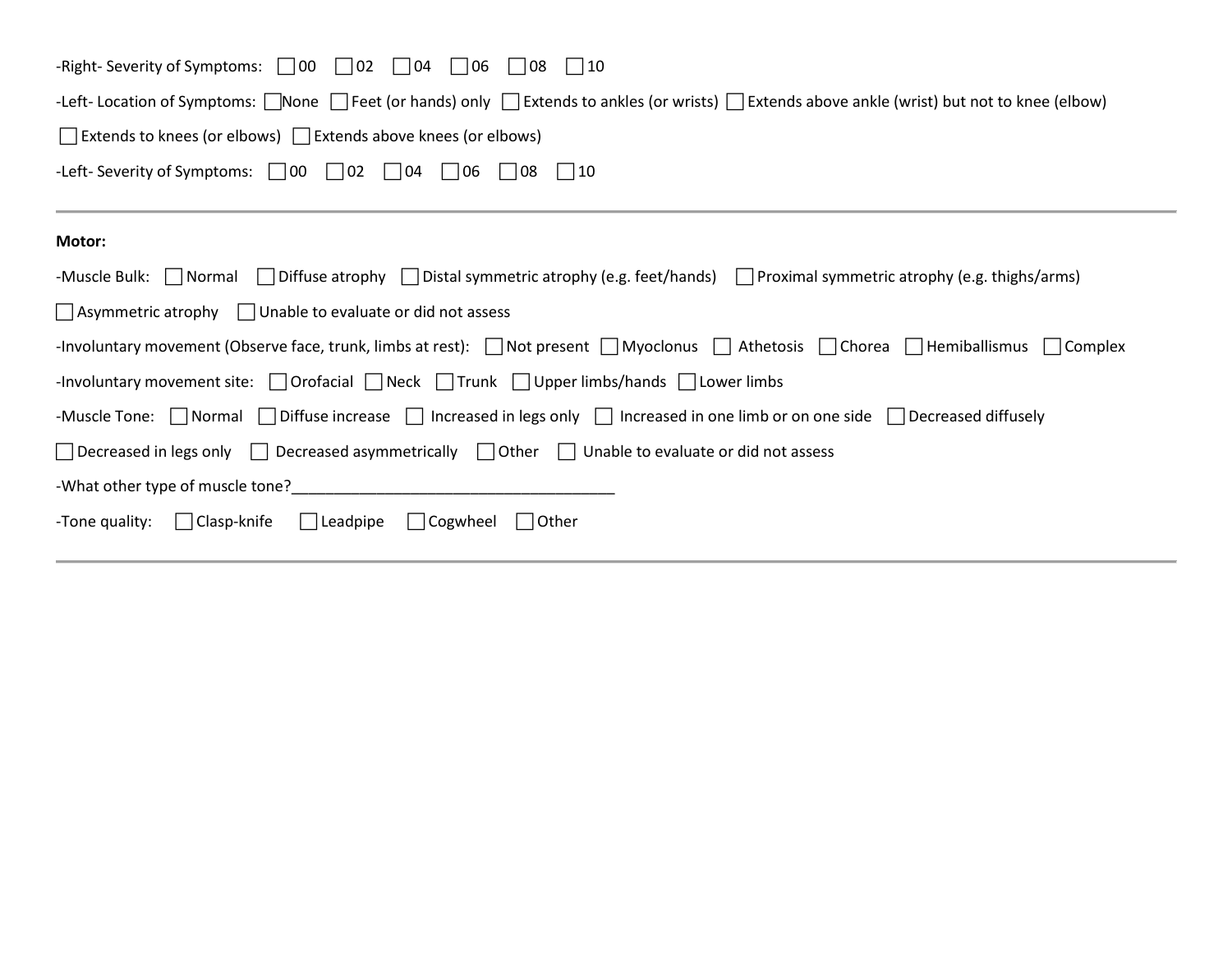-Right- Severity of Symptoms: ☐ 00 ☐ 02 ☐ 04 ☐ 06 ☐ 08 ☐ 10

-Left- Location of Symptoms: ☐ None ☐ Feet (or hands) only ☐ Extends to ankles (or wrists) ☐ Extends above ankle (wrist) but not to knee (elbow) ☐ Extends to knees (or elbows) ☐ Extends above knees (or elbows)

-Left- Severity of Symptoms: ☐ 00 ☐ 02 ☐ 04 ☐ 06 ☐ 08 ☐ 10

---

**Motor:**

-Muscle Bulk: ☐ Normal ☐ Diffuse atrophy ☐ Distal symmetric atrophy (e.g. feet/hands) ☐ Proximal symmetric atrophy (e.g. thighs/arms) ☐ Asymmetric atrophy ☐ Unable to evaluate or did not assess

-Involuntary movement (Observe face, trunk, limbs at rest): ☐ Not present ☐ Myoclonus ☐ Athetosis ☐ Chorea ☐ Hemiballismus ☐ Complex

-Involuntary movement site: ☐ Orofacial ☐ Neck ☐ Trunk ☐ Upper limbs/hands ☐ Lower limbs

-Muscle Tone: ☐ Normal ☐ Diffuse increase ☐ Increased in legs only ☐ Increased in one limb or on one side ☐ Decreased diffusely ☐ Decreased in legs only ☐ Decreased asymmetrically ☐ Other ☐ Unable to evaluate or did not assess

-What other type of muscle tone?_____________________________________

-Tone quality: ☐ Clasp-knife ☐ Leadpipe ☐ Cogwheel ☐ Other

---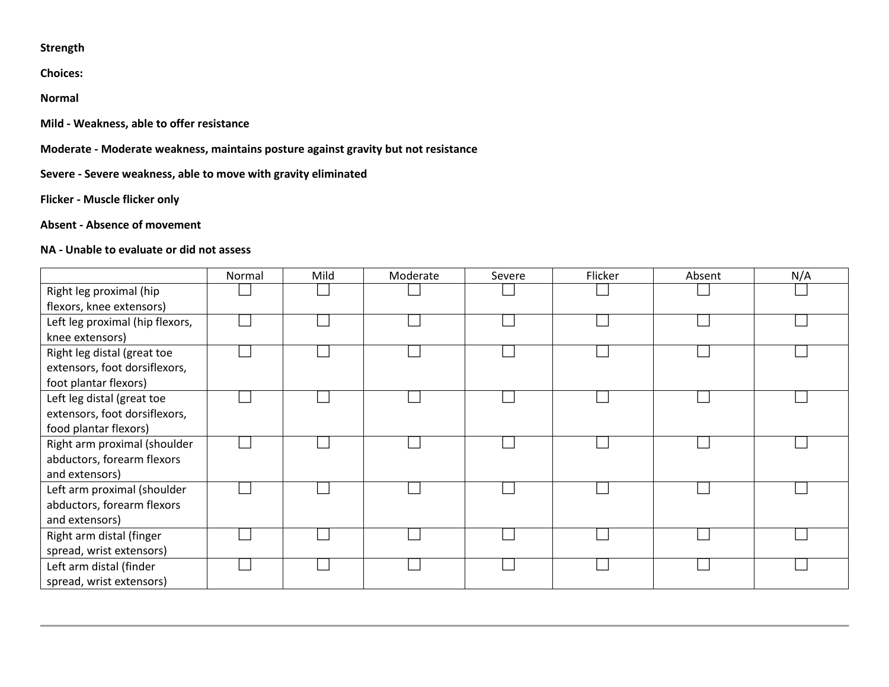**Strength**

**Choices:**

**Normal**

**Mild - Weakness, able to offer resistance**

**Moderate - Moderate weakness, maintains posture against gravity but not resistance**

**Severe - Severe weakness, able to move with gravity eliminated**

**Flicker - Muscle flicker only**

**Absent - Absence of movement**

**NA - Unable to evaluate or did not assess**

| | Normal | Mild | Moderate | Severe | Flicker | Absent | N/A |
|---|---|---|---|---|---|---|---|
| Right leg proximal (hip flexors, knee extensors) | ☐ | ☐ | ☐ | ☐ | ☐ | ☐ | ☐ |
| Left leg proximal (hip flexors, knee extensors) | ☐ | ☐ | ☐ | ☐ | ☐ | ☐ | ☐ |
| Right leg distal (great toe extensors, foot dorsiflexors, foot plantar flexors) | ☐ | ☐ | ☐ | ☐ | ☐ | ☐ | ☐ |
| Left leg distal (great toe extensors, foot dorsiflexors, food plantar flexors) | ☐ | ☐ | ☐ | ☐ | ☐ | ☐ | ☐ |
| Right arm proximal (shoulder abductors, forearm flexors and extensors) | ☐ | ☐ | ☐ | ☐ | ☐ | ☐ | ☐ |
| Left arm proximal (shoulder abductors, forearm flexors and extensors) | ☐ | ☐ | ☐ | ☐ | ☐ | ☐ | ☐ |
| Right arm distal (finger spread, wrist extensors) | ☐ | ☐ | ☐ | ☐ | ☐ | ☐ | ☐ |
| Left arm distal (finder spread, wrist extensors) | ☐ | ☐ | ☐ | ☐ | ☐ | ☐ | ☐ |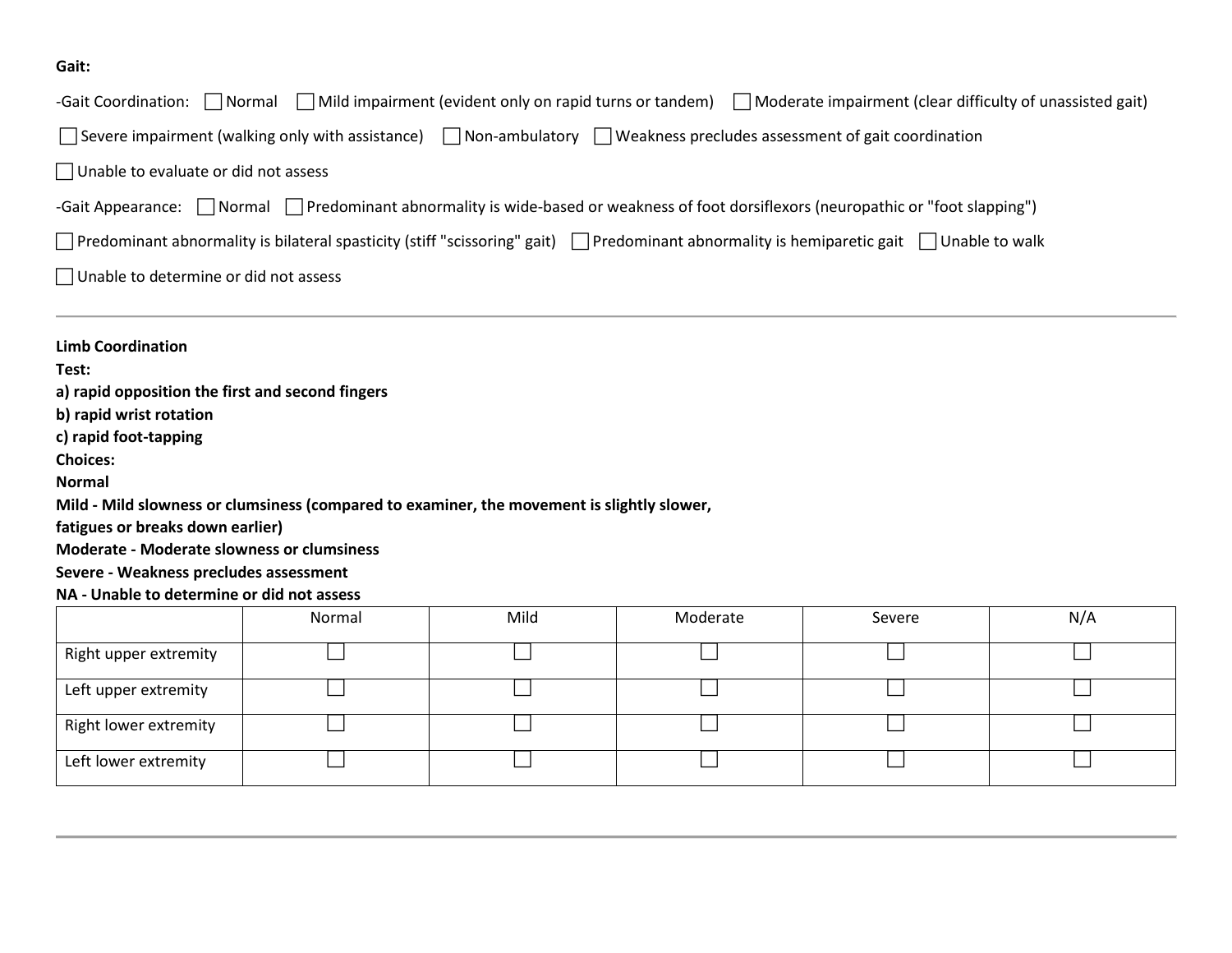**Gait:**

-Gait Coordination: ☐ Normal ☐ Mild impairment (evident only on rapid turns or tandem) ☐ Moderate impairment (clear difficulty of unassisted gait)

☐ Severe impairment (walking only with assistance) ☐ Non-ambulatory ☐ Weakness precludes assessment of gait coordination

☐ Unable to evaluate or did not assess

-Gait Appearance: ☐ Normal ☐ Predominant abnormality is wide-based or weakness of foot dorsiflexors (neuropathic or "foot slapping")

☐ Predominant abnormality is bilateral spasticity (stiff "scissoring" gait) ☐ Predominant abnormality is hemiparetic gait ☐ Unable to walk

☐ Unable to determine or did not assess

---

**Limb Coordination**
**Test:**
**a) rapid opposition the first and second fingers**
**b) rapid wrist rotation**
**c) rapid foot-tapping**
**Choices:**
**Normal**
**Mild - Mild slowness or clumsiness (compared to examiner, the movement is slightly slower, fatigues or breaks down earlier)**
**Moderate - Moderate slowness or clumsiness**
**Severe - Weakness precludes assessment**
**NA - Unable to determine or did not assess**

| | Normal | Mild | Moderate | Severe | N/A |
|---|---|---|---|---|---|
| Right upper extremity | ☐ | ☐ | ☐ | ☐ | ☐ |
| Left upper extremity | ☐ | ☐ | ☐ | ☐ | ☐ |
| Right lower extremity | ☐ | ☐ | ☐ | ☐ | ☐ |
| Left lower extremity | ☐ | ☐ | ☐ | ☐ | ☐ |

---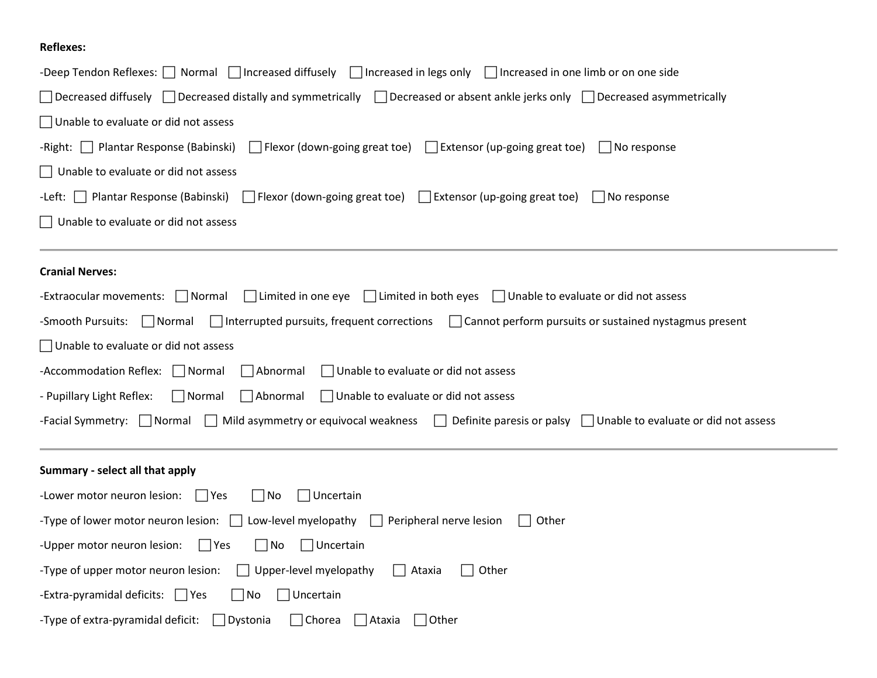**Reflexes:**

-Deep Tendon Reflexes: ☐ Normal ☐ Increased diffusely ☐ Increased in legs only ☐ Increased in one limb or on one side

☐ Decreased diffusely ☐ Decreased distally and symmetrically ☐ Decreased or absent ankle jerks only ☐ Decreased asymmetrically

☐ Unable to evaluate or did not assess

-Right: ☐ Plantar Response (Babinski) ☐ Flexor (down-going great toe) ☐ Extensor (up-going great toe) ☐ No response

☐ Unable to evaluate or did not assess

-Left: ☐ Plantar Response (Babinski) ☐ Flexor (down-going great toe) ☐ Extensor (up-going great toe) ☐ No response

☐ Unable to evaluate or did not assess

---

**Cranial Nerves:**

-Extraocular movements: ☐ Normal ☐ Limited in one eye ☐ Limited in both eyes ☐ Unable to evaluate or did not assess

-Smooth Pursuits: ☐ Normal ☐ Interrupted pursuits, frequent corrections ☐ Cannot perform pursuits or sustained nystagmus present

☐ Unable to evaluate or did not assess

-Accommodation Reflex: ☐ Normal ☐ Abnormal ☐ Unable to evaluate or did not assess

- Pupillary Light Reflex: ☐ Normal ☐ Abnormal ☐ Unable to evaluate or did not assess

-Facial Symmetry: ☐ Normal ☐ Mild asymmetry or equivocal weakness ☐ Definite paresis or palsy ☐ Unable to evaluate or did not assess

---

**Summary - select all that apply**

-Lower motor neuron lesion: ☐ Yes ☐ No ☐ Uncertain

-Type of lower motor neuron lesion: ☐ Low-level myelopathy ☐ Peripheral nerve lesion ☐ Other

-Upper motor neuron lesion: ☐ Yes ☐ No ☐ Uncertain

-Type of upper motor neuron lesion: ☐ Upper-level myelopathy ☐ Ataxia ☐ Other

-Extra-pyramidal deficits: ☐ Yes ☐ No ☐ Uncertain

-Type of extra-pyramidal deficit: ☐ Dystonia ☐ Chorea ☐ Ataxia ☐ Other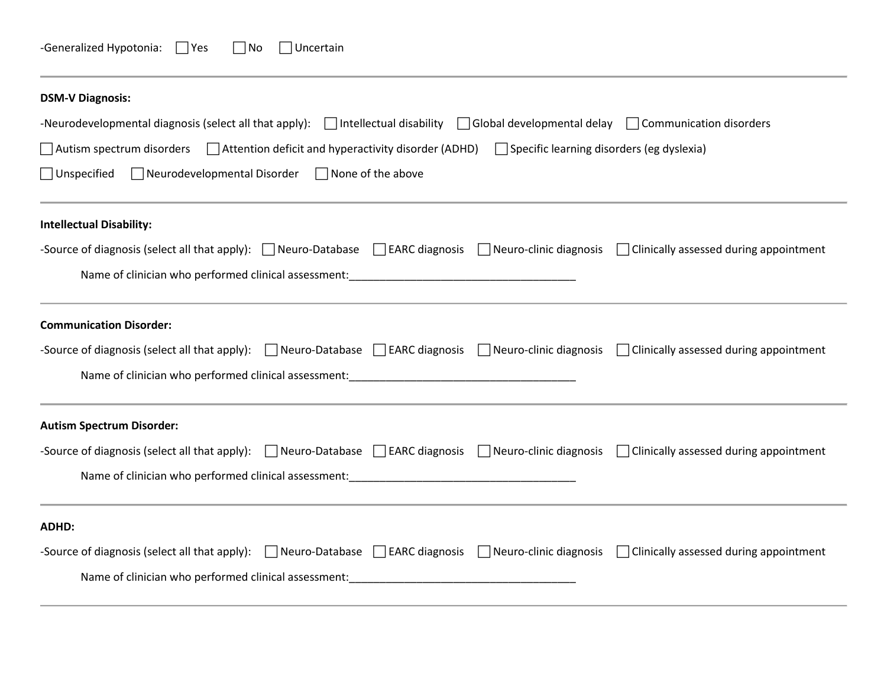-Generalized Hypotonia: ☐ Yes ☐ No ☐ Uncertain

---

**DSM-V Diagnosis:**

-Neurodevelopmental diagnosis (select all that apply): ☐ Intellectual disability ☐ Global developmental delay ☐ Communication disorders

☐ Autism spectrum disorders ☐ Attention deficit and hyperactivity disorder (ADHD) ☐ Specific learning disorders (eg dyslexia)

☐ Unspecified ☐ Neurodevelopmental Disorder ☐ None of the above

---

**Intellectual Disability:**

-Source of diagnosis (select all that apply): ☐ Neuro-Database ☐ EARC diagnosis ☐ Neuro-clinic diagnosis ☐ Clinically assessed during appointment

Name of clinician who performed clinical assessment:_____________________________________

---

**Communication Disorder:**

-Source of diagnosis (select all that apply): ☐ Neuro-Database ☐ EARC diagnosis ☐ Neuro-clinic diagnosis ☐ Clinically assessed during appointment

Name of clinician who performed clinical assessment:_____________________________________

---

**Autism Spectrum Disorder:**

-Source of diagnosis (select all that apply): ☐ Neuro-Database ☐ EARC diagnosis ☐ Neuro-clinic diagnosis ☐ Clinically assessed during appointment

Name of clinician who performed clinical assessment:_____________________________________

---

**ADHD:**

-Source of diagnosis (select all that apply): ☐ Neuro-Database ☐ EARC diagnosis ☐ Neuro-clinic diagnosis ☐ Clinically assessed during appointment

Name of clinician who performed clinical assessment:_____________________________________

---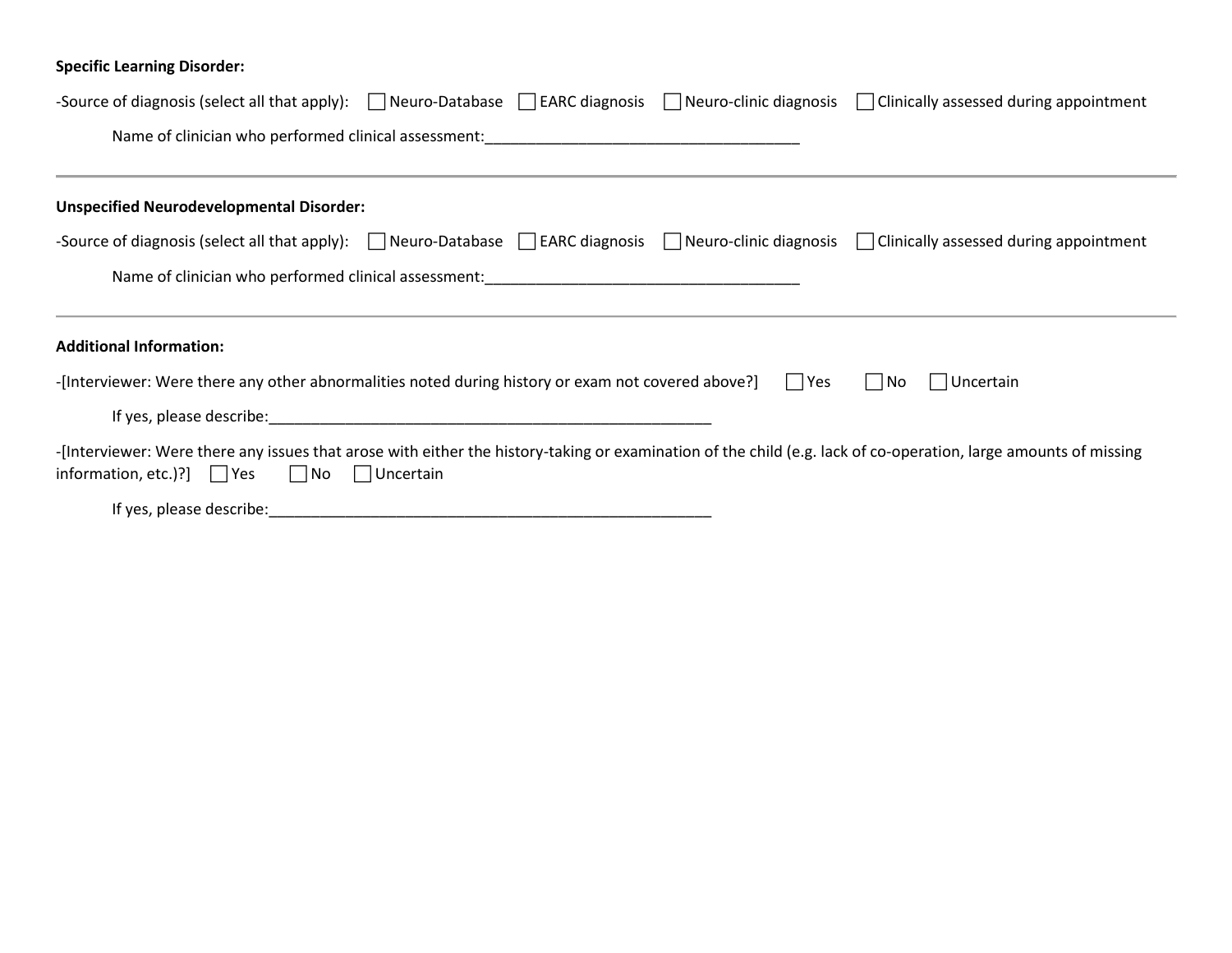**Specific Learning Disorder:**

-Source of diagnosis (select all that apply): ☐ Neuro-Database ☐ EARC diagnosis ☐ Neuro-clinic diagnosis ☐ Clinically assessed during appointment

Name of clinician who performed clinical assessment:_____________________________________

---

**Unspecified Neurodevelopmental Disorder:**

-Source of diagnosis (select all that apply): ☐ Neuro-Database ☐ EARC diagnosis ☐ Neuro-clinic diagnosis ☐ Clinically assessed during appointment

Name of clinician who performed clinical assessment:_____________________________________

---

**Additional Information:**

-[Interviewer: Were there any other abnormalities noted during history or exam not covered above?] ☐ Yes ☐ No ☐ Uncertain

If yes, please describe:_____________________________________________________

-[Interviewer: Were there any issues that arose with either the history-taking or examination of the child (e.g. lack of co-operation, large amounts of missing information, etc.)?] ☐ Yes ☐ No ☐ Uncertain

If yes, please describe:_____________________________________________________